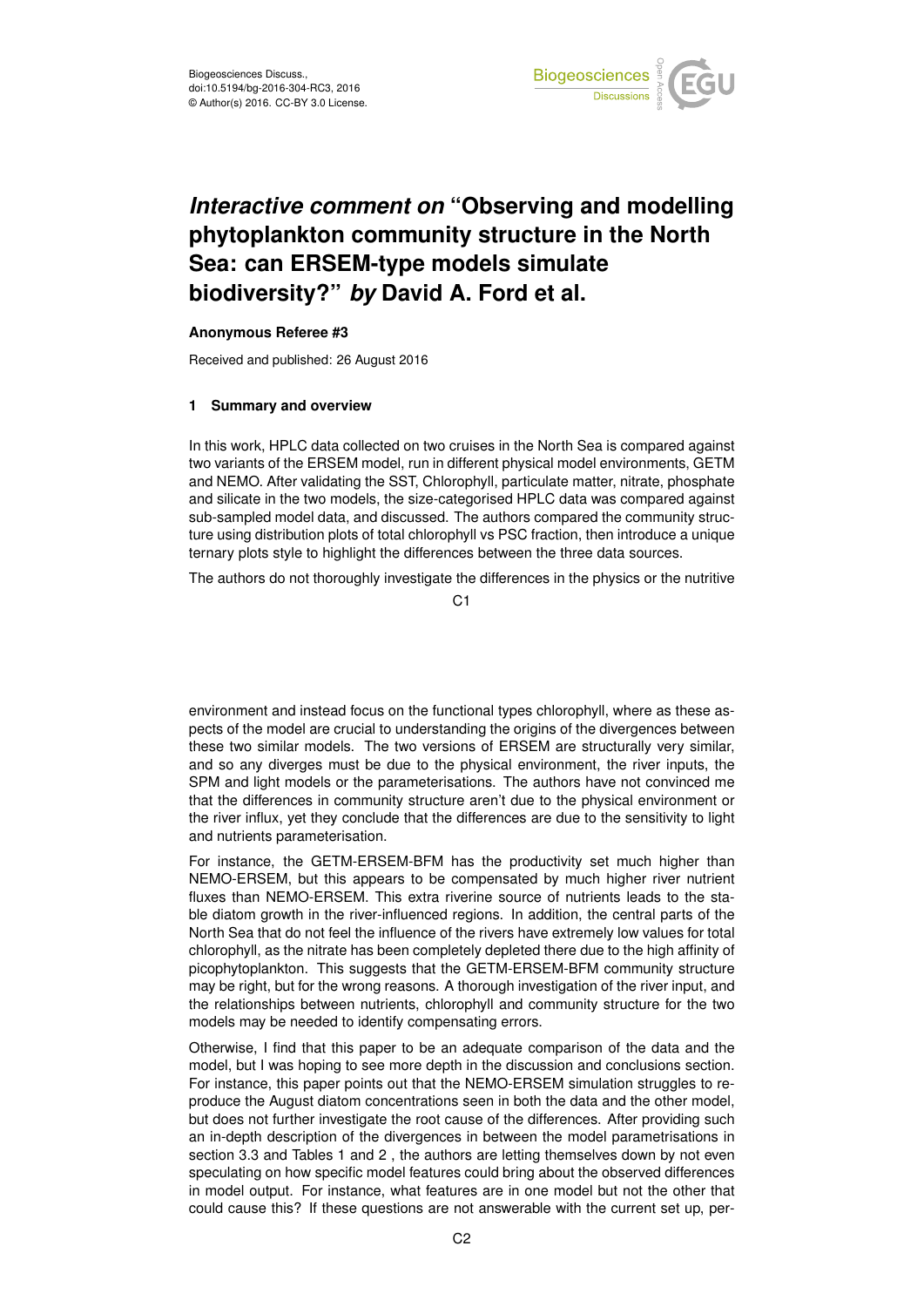Biogeosciences Discuss.,
doi:10.5194/bg-2016-304-RC3, 2016
© Author(s) 2016. CC-BY 3.0 License.

# *Interactive comment on* "Observing and modelling phytoplankton community structure in the North Sea: can ERSEM-type models simulate biodiversity?" *by* David A. Ford et al.

**Anonymous Referee #3**

Received and published: 26 August 2016

## 1 Summary and overview

In this work, HPLC data collected on two cruises in the North Sea is compared against two variants of the ERSEM model, run in different physical model environments, GETM and NEMO. After validating the SST, Chlorophyll, particulate matter, nitrate, phosphate and silicate in the two models, the size-categorised HPLC data was compared against sub-sampled model data, and discussed. The authors compared the community structure using distribution plots of total chlorophyll vs PSC fraction, then introduce a unique ternary plots style to highlight the differences between the three data sources.

The authors do not thoroughly investigate the differences in the physics or the nutritive environment and instead focus on the functional types chlorophyll, where as these aspects of the model are crucial to understanding the origins of the divergences between these two similar models. The two versions of ERSEM are structurally very similar, and so any diverges must be due to the physical environment, the river inputs, the SPM and light models or the parameterisations. The authors have not convinced me that the differences in community structure aren't due to the physical environment or the river influx, yet they conclude that the differences are due to the sensitivity to light and nutrients parameterisation.

For instance, the GETM-ERSEM-BFM has the productivity set much higher than NEMO-ERSEM, but this appears to be compensated by much higher river nutrient fluxes than NEMO-ERSEM. This extra riverine source of nutrients leads to the stable diatom growth in the river-influenced regions. In addition, the central parts of the North Sea that do not feel the influence of the rivers have extremely low values for total chlorophyll, as the nitrate has been completely depleted there due to the high affinity of picophytoplankton. This suggests that the GETM-ERSEM-BFM community structure may be right, but for the wrong reasons. A thorough investigation of the river input, and the relationships between nutrients, chlorophyll and community structure for the two models may be needed to identify compensating errors.

Otherwise, I find that this paper to be an adequate comparison of the data and the model, but I was hoping to see more depth in the discussion and conclusions section. For instance, this paper points out that the NEMO-ERSEM simulation struggles to reproduce the August diatom concentrations seen in both the data and the other model, but does not further investigate the root cause of the differences. After providing such an in-depth description of the divergences in between the model parametrisations in section 3.3 and Tables 1 and 2 , the authors are letting themselves down by not even speculating on how specific model features could bring about the observed differences in model output. For instance, what features are in one model but not the other that could cause this? If these questions are not answerable with the current set up, per-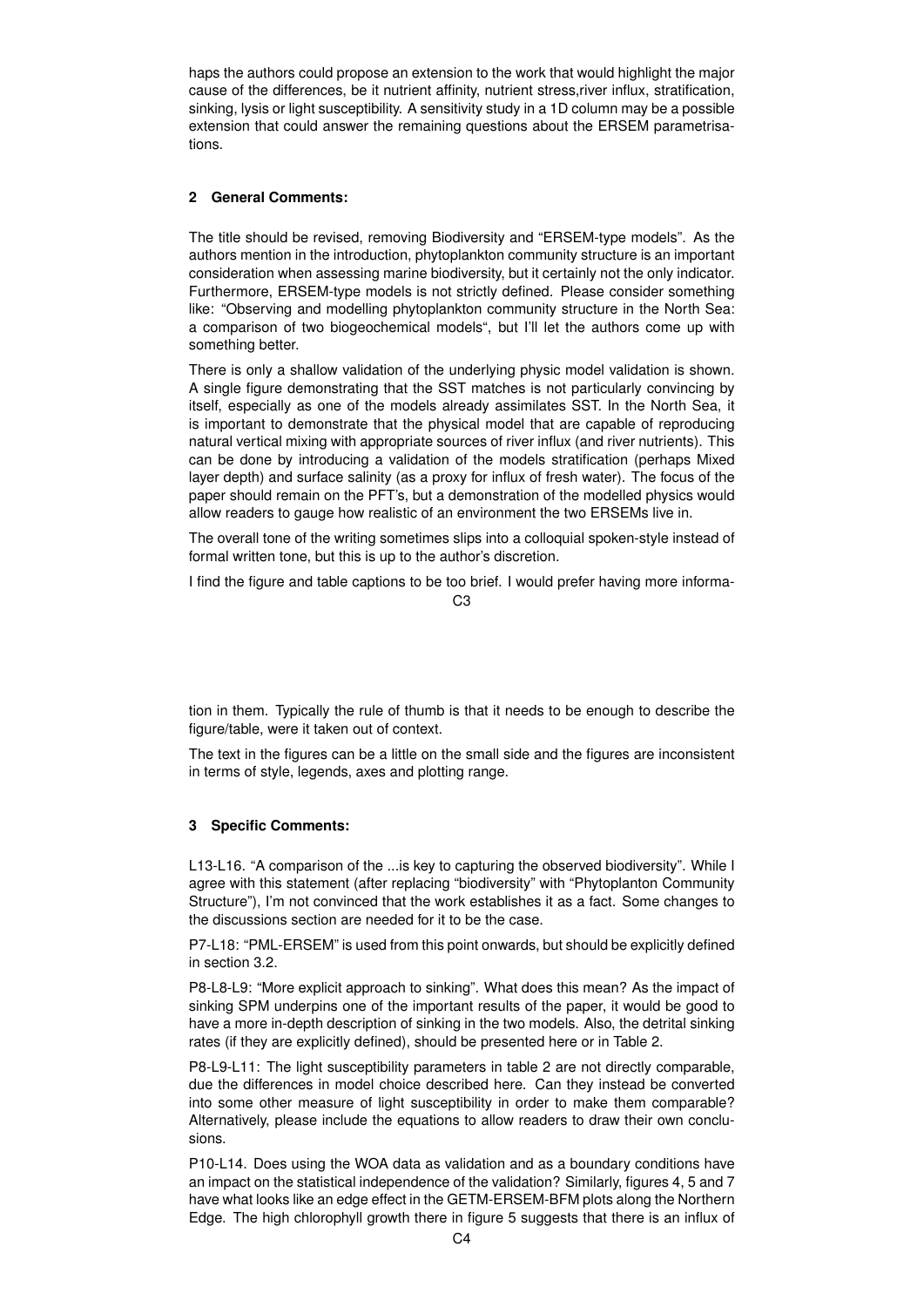haps the authors could propose an extension to the work that would highlight the major cause of the differences, be it nutrient affinity, nutrient stress,river influx, stratification, sinking, lysis or light susceptibility. A sensitivity study in a 1D column may be a possible extension that could answer the remaining questions about the ERSEM parametrisations.

## 2 General Comments:

The title should be revised, removing Biodiversity and "ERSEM-type models". As the authors mention in the introduction, phytoplankton community structure is an important consideration when assessing marine biodiversity, but it certainly not the only indicator. Furthermore, ERSEM-type models is not strictly defined. Please consider something like: "Observing and modelling phytoplankton community structure in the North Sea: a comparison of two biogeochemical models", but I'll let the authors come up with something better.

There is only a shallow validation of the underlying physic model validation is shown. A single figure demonstrating that the SST matches is not particularly convincing by itself, especially as one of the models already assimilates SST. In the North Sea, it is important to demonstrate that the physical model that are capable of reproducing natural vertical mixing with appropriate sources of river influx (and river nutrients). This can be done by introducing a validation of the models stratification (perhaps Mixed layer depth) and surface salinity (as a proxy for influx of fresh water). The focus of the paper should remain on the PFT's, but a demonstration of the modelled physics would allow readers to gauge how realistic of an environment the two ERSEMs live in.

The overall tone of the writing sometimes slips into a colloquial spoken-style instead of formal written tone, but this is up to the author's discretion.

I find the figure and table captions to be too brief. I would prefer having more information in them. Typically the rule of thumb is that it needs to be enough to describe the figure/table, were it taken out of context.

The text in the figures can be a little on the small side and the figures are inconsistent in terms of style, legends, axes and plotting range.

## 3 Specific Comments:

L13-L16. "A comparison of the ...is key to capturing the observed biodiversity". While I agree with this statement (after replacing "biodiversity" with "Phytoplanton Community Structure"), I'm not convinced that the work establishes it as a fact. Some changes to the discussions section are needed for it to be the case.

P7-L18: "PML-ERSEM" is used from this point onwards, but should be explicitly defined in section 3.2.

P8-L8-L9: "More explicit approach to sinking". What does this mean? As the impact of sinking SPM underpins one of the important results of the paper, it would be good to have a more in-depth description of sinking in the two models. Also, the detrital sinking rates (if they are explicitly defined), should be presented here or in Table 2.

P8-L9-L11: The light susceptibility parameters in table 2 are not directly comparable, due the differences in model choice described here. Can they instead be converted into some other measure of light susceptibility in order to make them comparable? Alternatively, please include the equations to allow readers to draw their own conclusions.

P10-L14. Does using the WOA data as validation and as a boundary conditions have an impact on the statistical independence of the validation? Similarly, figures 4, 5 and 7 have what looks like an edge effect in the GETM-ERSEM-BFM plots along the Northern Edge. The high chlorophyll growth there in figure 5 suggests that there is an influx of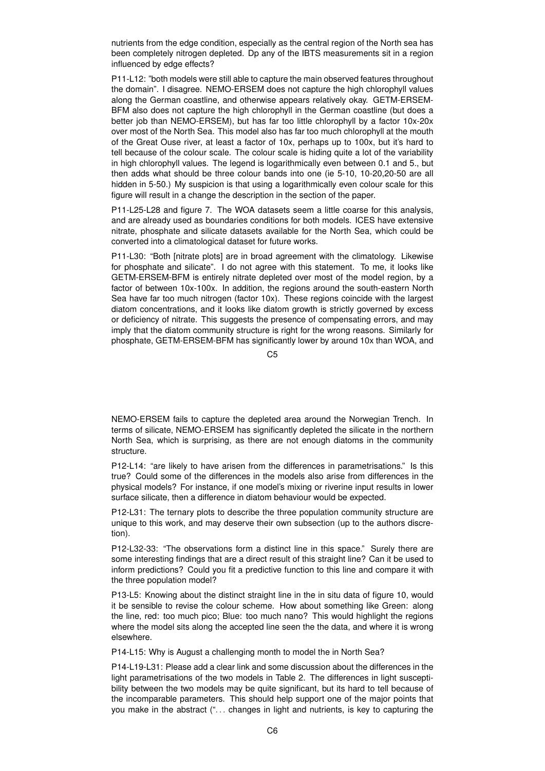nutrients from the edge condition, especially as the central region of the North sea has been completely nitrogen depleted. Dp any of the IBTS measurements sit in a region influenced by edge effects?

P11-L12: "both models were still able to capture the main observed features throughout the domain". I disagree. NEMO-ERSEM does not capture the high chlorophyll values along the German coastline, and otherwise appears relatively okay. GETM-ERSEM-BFM also does not capture the high chlorophyll in the German coastline (but does a better job than NEMO-ERSEM), but has far too little chlorophyll by a factor 10x-20x over most of the North Sea. This model also has far too much chlorophyll at the mouth of the Great Ouse river, at least a factor of 10x, perhaps up to 100x, but it's hard to tell because of the colour scale. The colour scale is hiding quite a lot of the variability in high chlorophyll values. The legend is logarithmically even between 0.1 and 5., but then adds what should be three colour bands into one (ie 5-10, 10-20,20-50 are all hidden in 5-50.) My suspicion is that using a logarithmically even colour scale for this figure will result in a change the description in the section of the paper.

P11-L25-L28 and figure 7. The WOA datasets seem a little coarse for this analysis, and are already used as boundaries conditions for both models. ICES have extensive nitrate, phosphate and silicate datasets available for the North Sea, which could be converted into a climatological dataset for future works.

P11-L30: "Both [nitrate plots] are in broad agreement with the climatology. Likewise for phosphate and silicate". I do not agree with this statement. To me, it looks like GETM-ERSEM-BFM is entirely nitrate depleted over most of the model region, by a factor of between 10x-100x. In addition, the regions around the south-eastern North Sea have far too much nitrogen (factor 10x). These regions coincide with the largest diatom concentrations, and it looks like diatom growth is strictly governed by excess or deficiency of nitrate. This suggests the presence of compensating errors, and may imply that the diatom community structure is right for the wrong reasons. Similarly for phosphate, GETM-ERSEM-BFM has significantly lower by around 10x than WOA, and NEMO-ERSEM fails to capture the depleted area around the Norwegian Trench. In terms of silicate, NEMO-ERSEM has significantly depleted the silicate in the northern North Sea, which is surprising, as there are not enough diatoms in the community structure.

P12-L14: "are likely to have arisen from the differences in parametrisations." Is this true? Could some of the differences in the models also arise from differences in the physical models? For instance, if one model's mixing or riverine input results in lower surface silicate, then a difference in diatom behaviour would be expected.

P12-L31: The ternary plots to describe the three population community structure are unique to this work, and may deserve their own subsection (up to the authors discretion).

P12-L32-33: "The observations form a distinct line in this space." Surely there are some interesting findings that are a direct result of this straight line? Can it be used to inform predictions? Could you fit a predictive function to this line and compare it with the three population model?

P13-L5: Knowing about the distinct straight line in the in situ data of figure 10, would it be sensible to revise the colour scheme. How about something like Green: along the line, red: too much pico; Blue: too much nano? This would highlight the regions where the model sits along the accepted line seen the the data, and where it is wrong elsewhere.

P14-L15: Why is August a challenging month to model the in North Sea?

P14-L19-L31: Please add a clear link and some discussion about the differences in the light parametrisations of the two models in Table 2. The differences in light susceptibility between the two models may be quite significant, but its hard to tell because of the incomparable parameters. This should help support one of the major points that you make in the abstract ("... changes in light and nutrients, is key to capturing the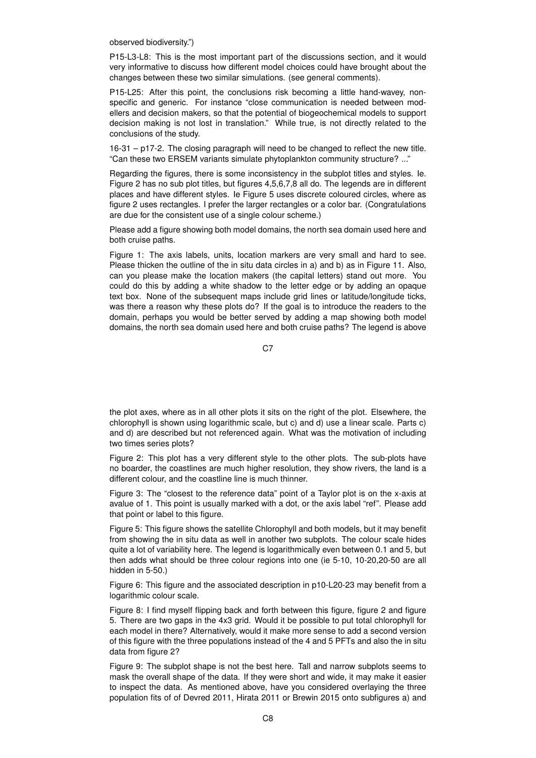observed biodiversity.")

P15-L3-L8: This is the most important part of the discussions section, and it would very informative to discuss how different model choices could have brought about the changes between these two similar simulations. (see general comments).

P15-L25: After this point, the conclusions risk becoming a little hand-wavey, non-specific and generic. For instance "close communication is needed between modellers and decision makers, so that the potential of biogeochemical models to support decision making is not lost in translation." While true, is not directly related to the conclusions of the study.

16-31 – p17-2. The closing paragraph will need to be changed to reflect the new title. "Can these two ERSEM variants simulate phytoplankton community structure? ..."

Regarding the figures, there is some inconsistency in the subplot titles and styles. Ie. Figure 2 has no sub plot titles, but figures 4,5,6,7,8 all do. The legends are in different places and have different styles. Ie Figure 5 uses discrete coloured circles, where as figure 2 uses rectangles. I prefer the larger rectangles or a color bar. (Congratulations are due for the consistent use of a single colour scheme.)

Please add a figure showing both model domains, the north sea domain used here and both cruise paths.

Figure 1: The axis labels, units, location markers are very small and hard to see. Please thicken the outline of the in situ data circles in a) and b) as in Figure 11. Also, can you please make the location makers (the capital letters) stand out more. You could do this by adding a white shadow to the letter edge or by adding an opaque text box. None of the subsequent maps include grid lines or latitude/longitude ticks, was there a reason why these plots do? If the goal is to introduce the readers to the domain, perhaps you would be better served by adding a map showing both model domains, the north sea domain used here and both cruise paths? The legend is above the plot axes, where as in all other plots it sits on the right of the plot. Elsewhere, the chlorophyll is shown using logarithmic scale, but c) and d) use a linear scale. Parts c) and d) are described but not referenced again. What was the motivation of including two times series plots?

Figure 2: This plot has a very different style to the other plots. The sub-plots have no boarder, the coastlines are much higher resolution, they show rivers, the land is a different colour, and the coastline line is much thinner.

Figure 3: The "closest to the reference data" point of a Taylor plot is on the x-axis at avalue of 1. This point is usually marked with a dot, or the axis label "ref". Please add that point or label to this figure.

Figure 5: This figure shows the satellite Chlorophyll and both models, but it may benefit from showing the in situ data as well in another two subplots. The colour scale hides quite a lot of variability here. The legend is logarithmically even between 0.1 and 5, but then adds what should be three colour regions into one (ie 5-10, 10-20,20-50 are all hidden in 5-50.)

Figure 6: This figure and the associated description in p10-L20-23 may benefit from a logarithmic colour scale.

Figure 8: I find myself flipping back and forth between this figure, figure 2 and figure 5. There are two gaps in the 4x3 grid. Would it be possible to put total chlorophyll for each model in there? Alternatively, would it make more sense to add a second version of this figure with the three populations instead of the 4 and 5 PFTs and also the in situ data from figure 2?

Figure 9: The subplot shape is not the best here. Tall and narrow subplots seems to mask the overall shape of the data. If they were short and wide, it may make it easier to inspect the data. As mentioned above, have you considered overlaying the three population fits of of Devred 2011, Hirata 2011 or Brewin 2015 onto subfigures a) and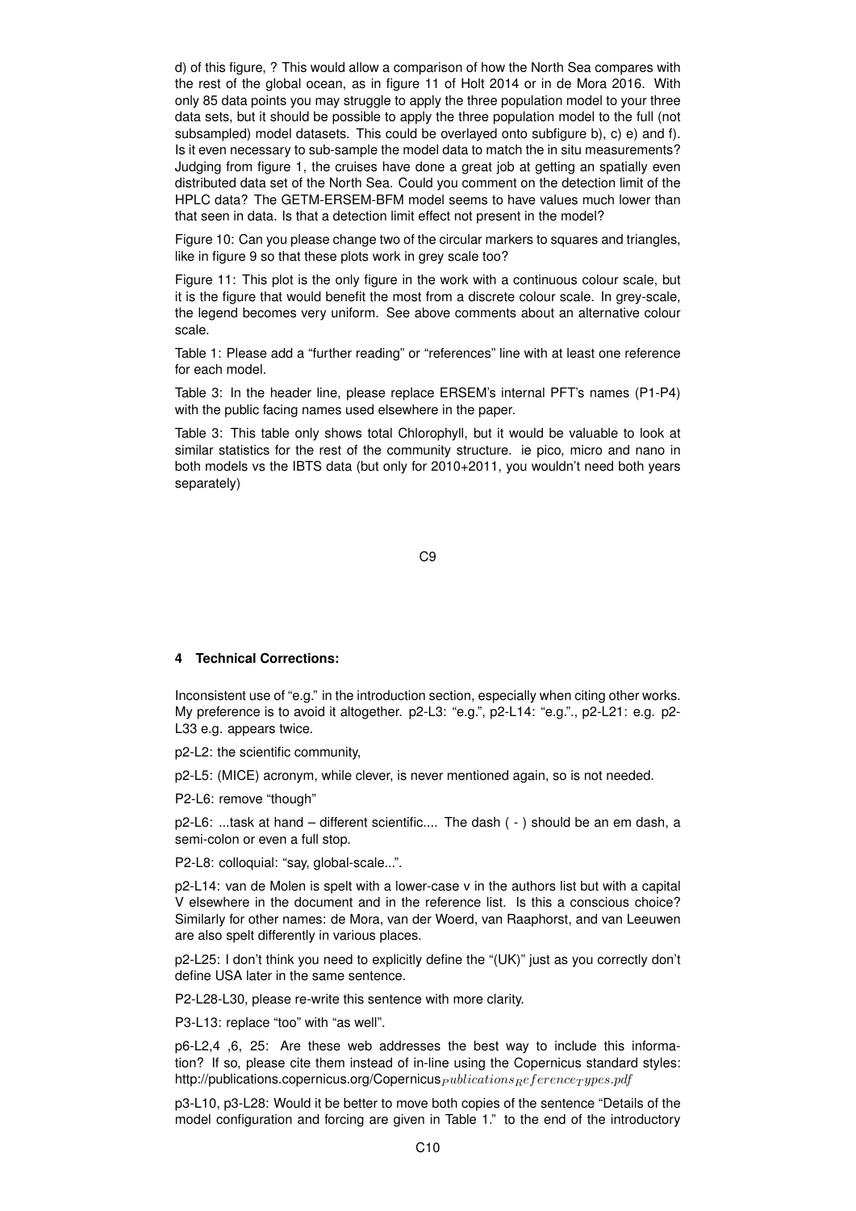d) of this figure, ? This would allow a comparison of how the North Sea compares with the rest of the global ocean, as in figure 11 of Holt 2014 or in de Mora 2016. With only 85 data points you may struggle to apply the three population model to your three data sets, but it should be possible to apply the three population model to the full (not subsampled) model datasets. This could be overlayed onto subfigure b), c) e) and f). Is it even necessary to sub-sample the model data to match the in situ measurements? Judging from figure 1, the cruises have done a great job at getting an spatially even distributed data set of the North Sea. Could you comment on the detection limit of the HPLC data? The GETM-ERSEM-BFM model seems to have values much lower than that seen in data. Is that a detection limit effect not present in the model?

Figure 10: Can you please change two of the circular markers to squares and triangles, like in figure 9 so that these plots work in grey scale too?

Figure 11: This plot is the only figure in the work with a continuous colour scale, but it is the figure that would benefit the most from a discrete colour scale. In grey-scale, the legend becomes very uniform. See above comments about an alternative colour scale.

Table 1: Please add a "further reading" or "references" line with at least one reference for each model.

Table 3: In the header line, please replace ERSEM's internal PFT's names (P1-P4) with the public facing names used elsewhere in the paper.

Table 3: This table only shows total Chlorophyll, but it would be valuable to look at similar statistics for the rest of the community structure. ie pico, micro and nano in both models vs the IBTS data (but only for 2010+2011, you wouldn't need both years separately)

## 4 Technical Corrections:

Inconsistent use of "e.g." in the introduction section, especially when citing other works. My preference is to avoid it altogether. p2-L3: "e.g.", p2-L14: "e.g."., p2-L21: e.g. p2-L33 e.g. appears twice.

p2-L2: the scientific community,

p2-L5: (MICE) acronym, while clever, is never mentioned again, so is not needed.

P2-L6: remove "though"

p2-L6: ...task at hand – different scientific.... The dash ( - ) should be an em dash, a semi-colon or even a full stop.

P2-L8: colloquial: "say, global-scale...".

p2-L14: van de Molen is spelt with a lower-case v in the authors list but with a capital V elsewhere in the document and in the reference list. Is this a conscious choice? Similarly for other names: de Mora, van der Woerd, van Raaphorst, and van Leeuwen are also spelt differently in various places.

p2-L25: I don't think you need to explicitly define the "(UK)" just as you correctly don't define USA later in the same sentence.

P2-L28-L30, please re-write this sentence with more clarity.

P3-L13: replace "too" with "as well".

p6-L2,4 ,6, 25: Are these web addresses the best way to include this information? If so, please cite them instead of in-line using the Copernicus standard styles: http://publications.copernicus.org/Copernicus_Publications_Reference_Types.pdf

p3-L10, p3-L28: Would it be better to move both copies of the sentence "Details of the model configuration and forcing are given in Table 1." to the end of the introductory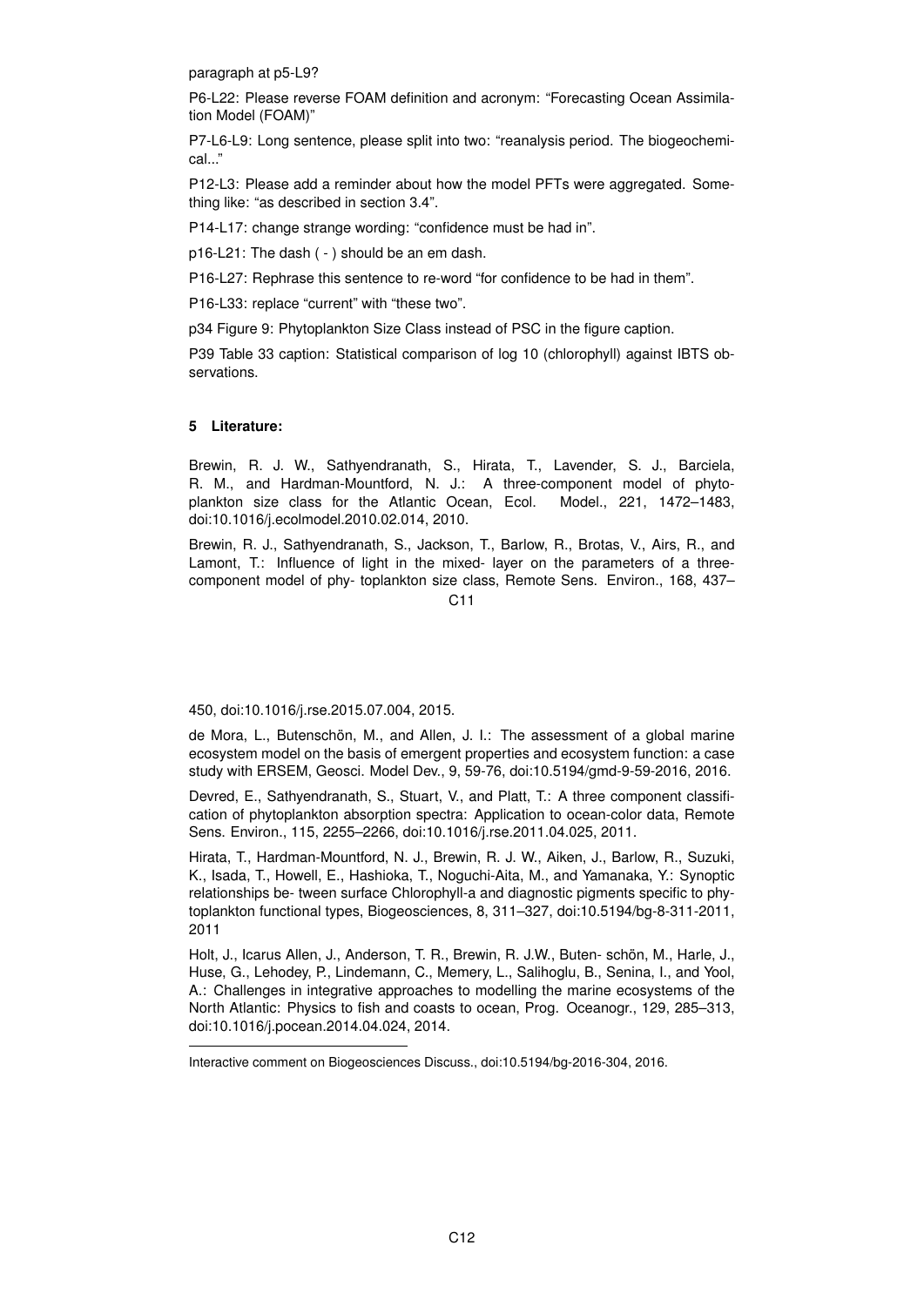paragraph at p5-L9?

P6-L22: Please reverse FOAM definition and acronym: "Forecasting Ocean Assimilation Model (FOAM)"

P7-L6-L9: Long sentence, please split into two: "reanalysis period. The biogeochemical..."

P12-L3: Please add a reminder about how the model PFTs were aggregated. Something like: "as described in section 3.4".

P14-L17: change strange wording: "confidence must be had in".

p16-L21: The dash ( - ) should be an em dash.

P16-L27: Rephrase this sentence to re-word "for confidence to be had in them".

P16-L33: replace "current" with "these two".

p34 Figure 9: Phytoplankton Size Class instead of PSC in the figure caption.

P39 Table 33 caption: Statistical comparison of log 10 (chlorophyll) against IBTS observations.

## 5 Literature:

Brewin, R. J. W., Sathyendranath, S., Hirata, T., Lavender, S. J., Barciela, R. M., and Hardman-Mountford, N. J.: A three-component model of phytoplankton size class for the Atlantic Ocean, Ecol. Model., 221, 1472–1483, doi:10.1016/j.ecolmodel.2010.02.014, 2010.

Brewin, R. J., Sathyendranath, S., Jackson, T., Barlow, R., Brotas, V., Airs, R., and Lamont, T.: Influence of light in the mixed- layer on the parameters of a three-component model of phy- toplankton size class, Remote Sens. Environ., 168, 437–450, doi:10.1016/j.rse.2015.07.004, 2015.

de Mora, L., Butenschön, M., and Allen, J. I.: The assessment of a global marine ecosystem model on the basis of emergent properties and ecosystem function: a case study with ERSEM, Geosci. Model Dev., 9, 59-76, doi:10.5194/gmd-9-59-2016, 2016.

Devred, E., Sathyendranath, S., Stuart, V., and Platt, T.: A three component classification of phytoplankton absorption spectra: Application to ocean-color data, Remote Sens. Environ., 115, 2255–2266, doi:10.1016/j.rse.2011.04.025, 2011.

Hirata, T., Hardman-Mountford, N. J., Brewin, R. J. W., Aiken, J., Barlow, R., Suzuki, K., Isada, T., Howell, E., Hashioka, T., Noguchi-Aita, M., and Yamanaka, Y.: Synoptic relationships be- tween surface Chlorophyll-a and diagnostic pigments specific to phytoplankton functional types, Biogeosciences, 8, 311–327, doi:10.5194/bg-8-311-2011, 2011

Holt, J., Icarus Allen, J., Anderson, T. R., Brewin, R. J.W., Buten- schön, M., Harle, J., Huse, G., Lehodey, P., Lindemann, C., Memery, L., Salihoglu, B., Senina, I., and Yool, A.: Challenges in integrative approaches to modelling the marine ecosystems of the North Atlantic: Physics to fish and coasts to ocean, Prog. Oceanogr., 129, 285–313, doi:10.1016/j.pocean.2014.04.024, 2014.

Interactive comment on Biogeosciences Discuss., doi:10.5194/bg-2016-304, 2016.